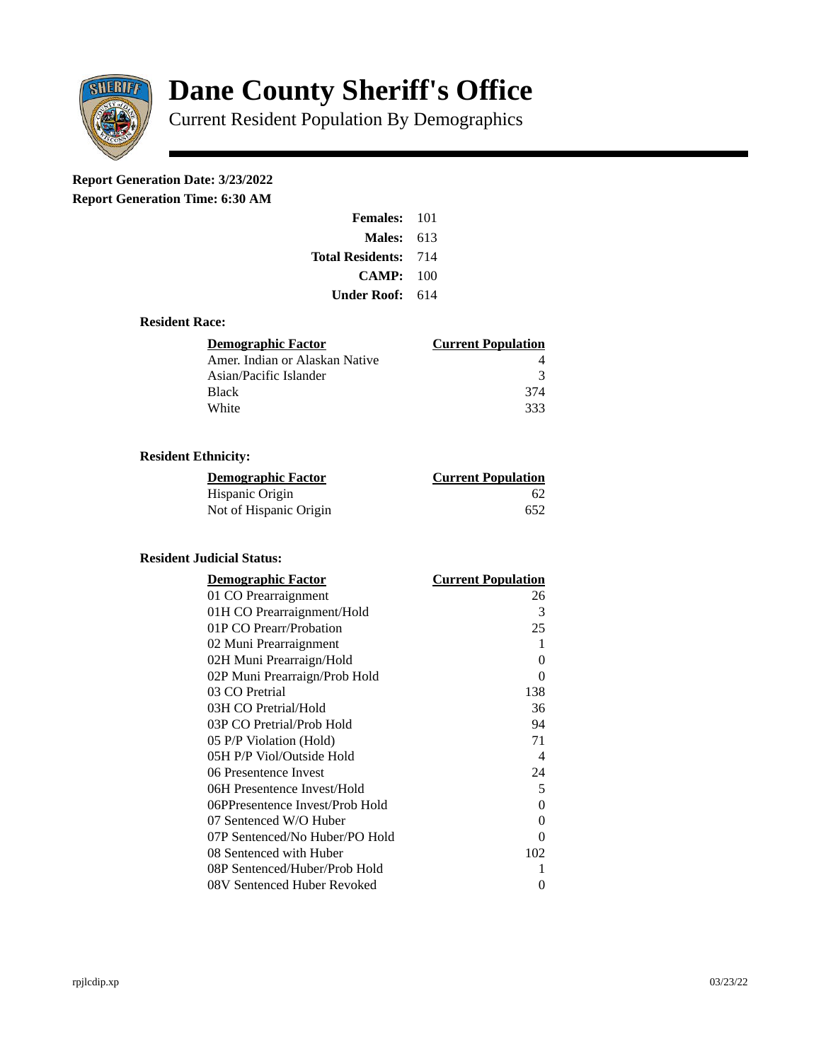# Dane County Sheriff's Office

## Current Resident Population By Demographics

**Report Generation Date: 3/23/2022**
**Report Generation Time: 6:30 AM**

| | |
|---|---|
| **Females:** | 101 |
| **Males:** | 613 |
| **Total Residents:** | 714 |
| **CAMP:** | 100 |
| **Under Roof:** | 614 |

### Resident Race:

| Demographic Factor | Current Population |
|---|---|
| Amer. Indian or Alaskan Native | 4 |
| Asian/Pacific Islander | 3 |
| Black | 374 |
| White | 333 |

### Resident Ethnicity:

| Demographic Factor | Current Population |
|---|---|
| Hispanic Origin | 62 |
| Not of Hispanic Origin | 652 |

### Resident Judicial Status:

| Demographic Factor | Current Population |
|---|---|
| 01 CO Prearraignment | 26 |
| 01H CO Prearraignment/Hold | 3 |
| 01P CO Prearr/Probation | 25 |
| 02 Muni Prearraignment | 1 |
| 02H Muni Prearraign/Hold | 0 |
| 02P Muni Prearraign/Prob Hold | 0 |
| 03 CO Pretrial | 138 |
| 03H CO Pretrial/Hold | 36 |
| 03P CO Pretrial/Prob Hold | 94 |
| 05 P/P Violation (Hold) | 71 |
| 05H P/P Viol/Outside Hold | 4 |
| 06 Presentence Invest | 24 |
| 06H Presentence Invest/Hold | 5 |
| 06PPresentence Invest/Prob Hold | 0 |
| 07 Sentenced W/O Huber | 0 |
| 07P Sentenced/No Huber/PO Hold | 0 |
| 08 Sentenced with Huber | 102 |
| 08P Sentenced/Huber/Prob Hold | 1 |
| 08V Sentenced Huber Revoked | 0 |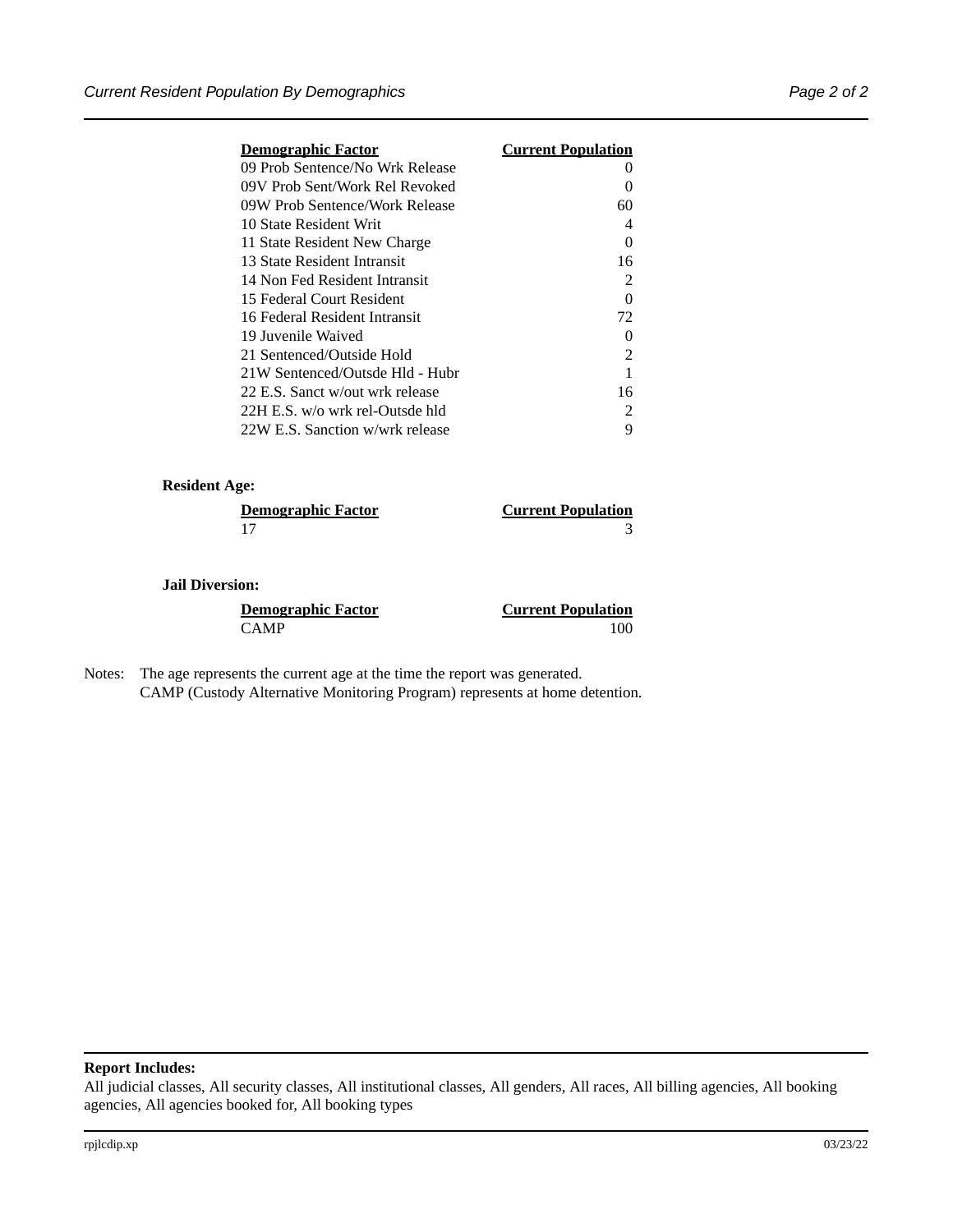| Demographic Factor | Current Population |
|---|---|
| 09 Prob Sentence/No Wrk Release | 0 |
| 09V Prob Sent/Work Rel Revoked | 0 |
| 09W Prob Sentence/Work Release | 60 |
| 10 State Resident Writ | 4 |
| 11 State Resident New Charge | 0 |
| 13 State Resident Intransit | 16 |
| 14 Non Fed Resident Intransit | 2 |
| 15 Federal Court Resident | 0 |
| 16 Federal Resident Intransit | 72 |
| 19 Juvenile Waived | 0 |
| 21 Sentenced/Outside Hold | 2 |
| 21W Sentenced/Outsde Hld - Hubr | 1 |
| 22 E.S. Sanct w/out wrk release | 16 |
| 22H E.S. w/o wrk rel-Outsde hld | 2 |
| 22W E.S. Sanction w/wrk release | 9 |

**Resident Age:**

| Demographic Factor | Current Population |
|---|---|
| 17 | 3 |

**Jail Diversion:**

| Demographic Factor | Current Population |
|---|---|
| CAMP | 100 |

Notes: The age represents the current age at the time the report was generated.
CAMP (Custody Alternative Monitoring Program) represents at home detention.

**Report Includes:**

All judicial classes, All security classes, All institutional classes, All genders, All races, All billing agencies, All booking agencies, All agencies booked for, All booking types

rpjlcdip.xp 03/23/22